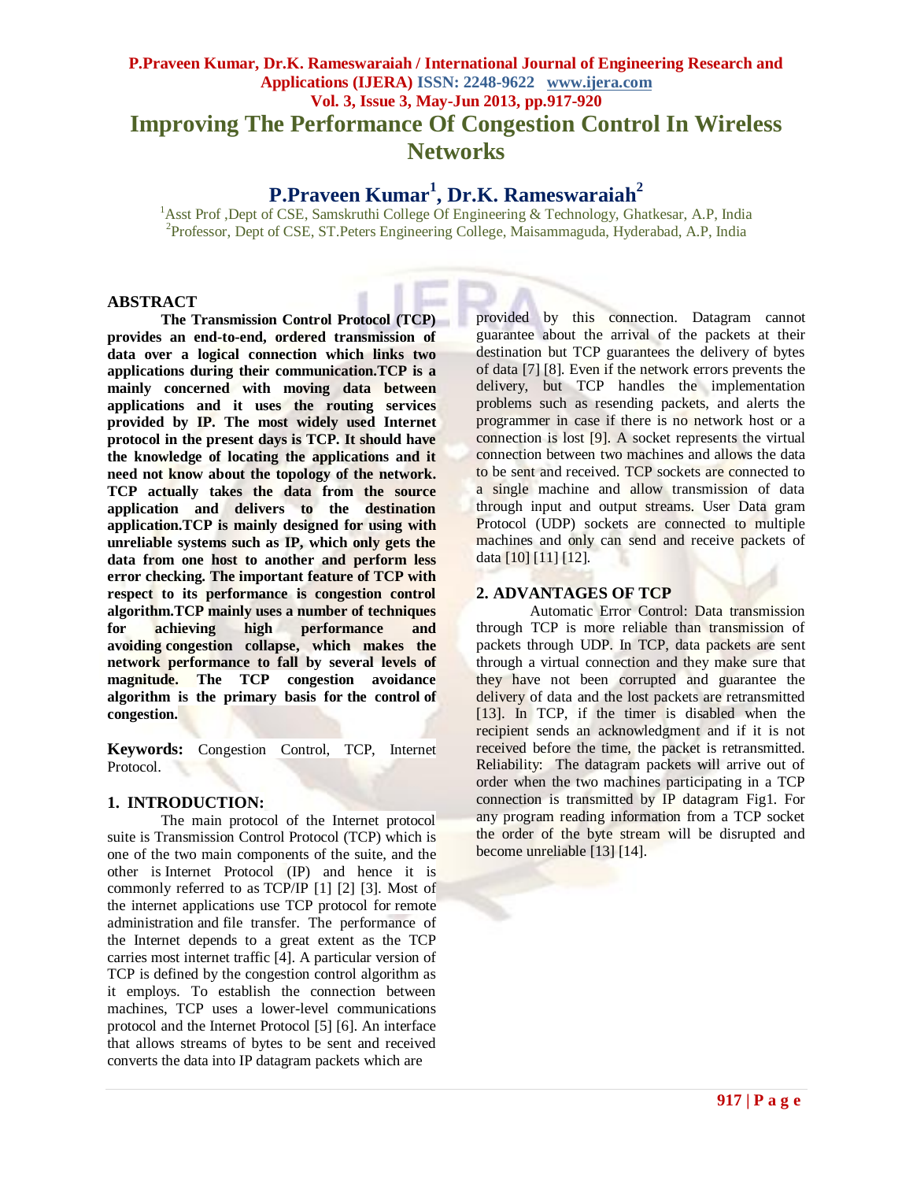# Improving The Performance Of Congestion Control In Wireless Networks

**P.Praveen Kumar[1], Dr.K. Rameswaraiah[2]**

[1]Asst Prof ,Dept of CSE, Samskruthi College Of Engineering & Technology, Ghatkesar, A.P, India
[2]Professor, Dept of CSE, ST.Peters Engineering College, Maisammaguda, Hyderabad, A.P, India

## ABSTRACT

**The Transmission Control Protocol (TCP) provides an end-to-end, ordered transmission of data over a logical connection which links two applications during their communication.TCP is a mainly concerned with moving data between applications and it uses the routing services provided by IP. The most widely used Internet protocol in the present days is TCP. It should have the knowledge of locating the applications and it need not know about the topology of the network. TCP actually takes the data from the source application and delivers to the destination application.TCP is mainly designed for using with unreliable systems such as IP, which only gets the data from one host to another and perform less error checking. The important feature of TCP with respect to its performance is congestion control algorithm.TCP mainly uses a number of techniques for achieving high performance and avoiding congestion collapse, which makes the network performance to fall by several levels of magnitude. The TCP congestion avoidance algorithm is the primary basis for the control of congestion.**

**Keywords:** Congestion Control, TCP, Internet Protocol.

## 1. INTRODUCTION:

The main protocol of the Internet protocol suite is Transmission Control Protocol (TCP) which is one of the two main components of the suite, and the other is Internet Protocol (IP) and hence it is commonly referred to as TCP/IP [1] [2] [3]. Most of the internet applications use TCP protocol for remote administration and file transfer. The performance of the Internet depends to a great extent as the TCP carries most internet traffic [4]. A particular version of TCP is defined by the congestion control algorithm as it employs. To establish the connection between machines, TCP uses a lower-level communications protocol and the Internet Protocol [5] [6]. An interface that allows streams of bytes to be sent and received converts the data into IP datagram packets which are provided by this connection. Datagram cannot guarantee about the arrival of the packets at their destination but TCP guarantees the delivery of bytes of data [7] [8]. Even if the network errors prevents the delivery, but TCP handles the implementation problems such as resending packets, and alerts the programmer in case if there is no network host or a connection is lost [9]. A socket represents the virtual connection between two machines and allows the data to be sent and received. TCP sockets are connected to a single machine and allow transmission of data through input and output streams. User Data gram Protocol (UDP) sockets are connected to multiple machines and only can send and receive packets of data [10] [11] [12].

## 2. ADVANTAGES OF TCP

Automatic Error Control: Data transmission through TCP is more reliable than transmission of packets through UDP. In TCP, data packets are sent through a virtual connection and they make sure that they have not been corrupted and guarantee the delivery of data and the lost packets are retransmitted [13]. In TCP, if the timer is disabled when the recipient sends an acknowledgment and if it is not received before the time, the packet is retransmitted. Reliability: The datagram packets will arrive out of order when the two machines participating in a TCP connection is transmitted by IP datagram Fig1. For any program reading information from a TCP socket the order of the byte stream will be disrupted and become unreliable [13] [14].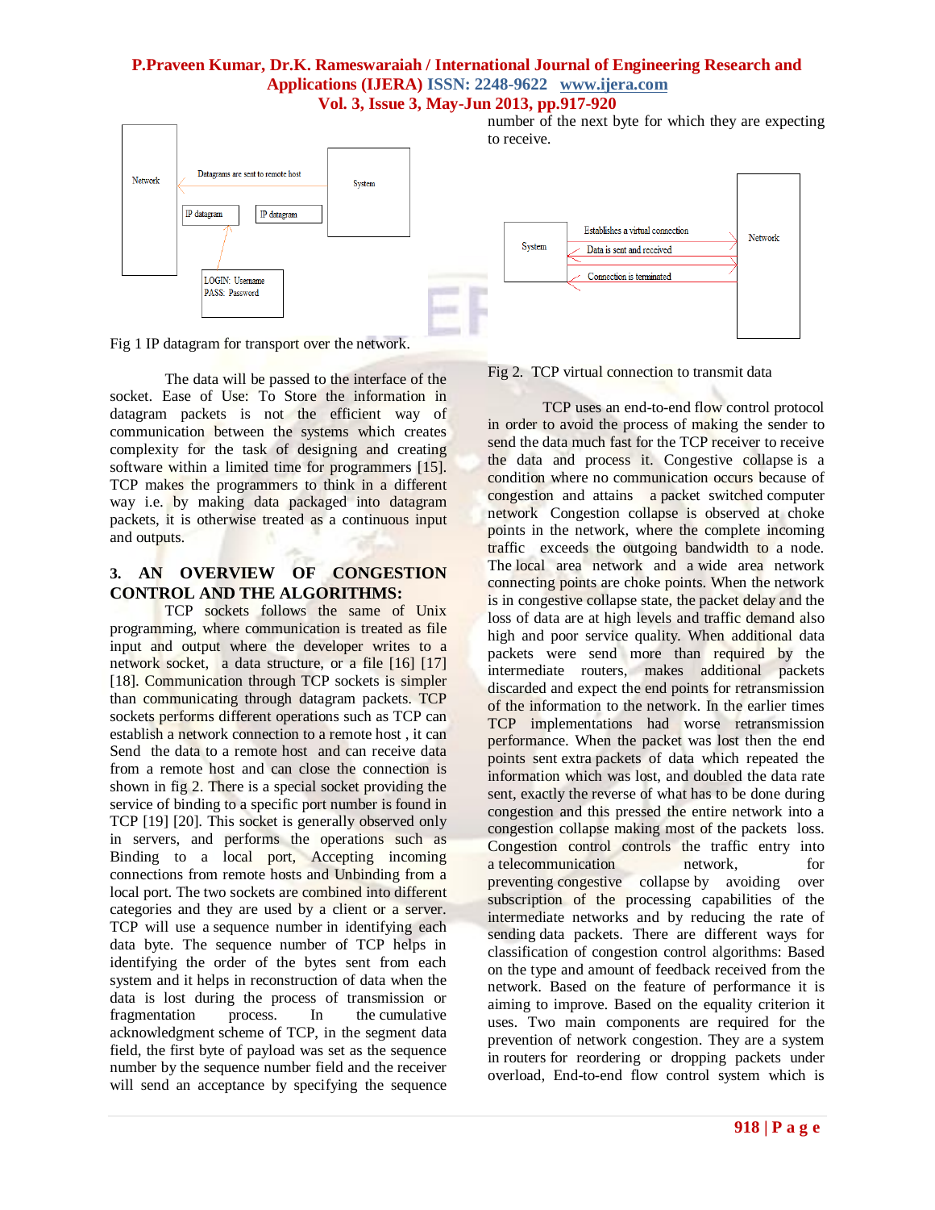Fig 1 IP datagram for transport over the network.

The data will be passed to the interface of the socket. Ease of Use: To Store the information in datagram packets is not the efficient way of communication between the systems which creates complexity for the task of designing and creating software within a limited time for programmers [15]. TCP makes the programmers to think in a different way i.e. by making data packaged into datagram packets, it is otherwise treated as a continuous input and outputs.

## 3. AN OVERVIEW OF CONGESTION CONTROL AND THE ALGORITHMS:

TCP sockets follows the same of Unix programming, where communication is treated as file input and output where the developer writes to a network socket, a data structure, or a file [16] [17] [18]. Communication through TCP sockets is simpler than communicating through datagram packets. TCP sockets performs different operations such as TCP can establish a network connection to a remote host , it can Send the data to a remote host and can receive data from a remote host and can close the connection is shown in fig 2. There is a special socket providing the service of binding to a specific port number is found in TCP [19] [20]. This socket is generally observed only in servers, and performs the operations such as Binding to a local port, Accepting incoming connections from remote hosts and Unbinding from a local port. The two sockets are combined into different categories and they are used by a client or a server. TCP will use a sequence number in identifying each data byte. The sequence number of TCP helps in identifying the order of the bytes sent from each system and it helps in reconstruction of data when the data is lost during the process of transmission or fragmentation process. In the cumulative acknowledgment scheme of TCP, in the segment data field, the first byte of payload was set as the sequence number by the sequence number field and the receiver will send an acceptance by specifying the sequence number of the next byte for which they are expecting to receive.

Fig 2. TCP virtual connection to transmit data

TCP uses an end-to-end flow control protocol in order to avoid the process of making the sender to send the data much fast for the TCP receiver to receive the data and process it. Congestive collapse is a condition where no communication occurs because of congestion and attains a packet switched computer network Congestion collapse is observed at choke points in the network, where the complete incoming traffic exceeds the outgoing bandwidth to a node. The local area network and a wide area network connecting points are choke points. When the network is in congestive collapse state, the packet delay and the loss of data are at high levels and traffic demand also high and poor service quality. When additional data packets were send more than required by the intermediate routers, makes additional packets discarded and expect the end points for retransmission of the information to the network. In the earlier times TCP implementations had worse retransmission performance. When the packet was lost then the end points sent extra packets of data which repeated the information which was lost, and doubled the data rate sent, exactly the reverse of what has to be done during congestion and this pressed the entire network into a congestion collapse making most of the packets loss. Congestion control controls the traffic entry into a telecommunication network, for preventing congestive collapse by avoiding over subscription of the processing capabilities of the intermediate networks and by reducing the rate of sending data packets. There are different ways for classification of congestion control algorithms: Based on the type and amount of feedback received from the network. Based on the feature of performance it is aiming to improve. Based on the equality criterion it uses. Two main components are required for the prevention of network congestion. They are a system in routers for reordering or dropping packets under overload, End-to-end flow control system which is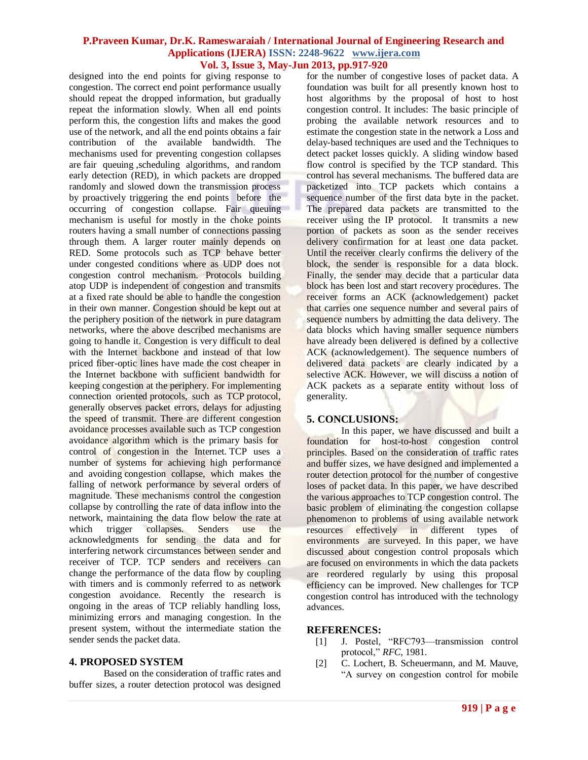designed into the end points for giving response to congestion. The correct end point performance usually should repeat the dropped information, but gradually repeat the information slowly. When all end points perform this, the congestion lifts and makes the good use of the network, and all the end points obtains a fair contribution of the available bandwidth. The mechanisms used for preventing congestion collapses are fair queuing ,scheduling algorithms, and random early detection (RED), in which packets are dropped randomly and slowed down the transmission process by proactively triggering the end points before the occurring of congestion collapse. Fair queuing mechanism is useful for mostly in the choke points routers having a small number of connections passing through them. A larger router mainly depends on RED. Some protocols such as TCP behave better under congested conditions where as UDP does not congestion control mechanism. Protocols building atop UDP is independent of congestion and transmits at a fixed rate should be able to handle the congestion in their own manner. Congestion should be kept out at the periphery position of the network in pure datagram networks, where the above described mechanisms are going to handle it. Congestion is very difficult to deal with the Internet backbone and instead of that low priced fiber-optic lines have made the cost cheaper in the Internet backbone with sufficient bandwidth for keeping congestion at the periphery. For implementing connection oriented protocols, such as TCP protocol, generally observes packet errors, delays for adjusting the speed of transmit. There are different congestion avoidance processes available such as TCP congestion avoidance algorithm which is the primary basis for control of congestion in the Internet. TCP uses a number of systems for achieving high performance and avoiding congestion collapse, which makes the falling of network performance by several orders of magnitude. These mechanisms control the congestion collapse by controlling the rate of data inflow into the network, maintaining the data flow below the rate at which trigger collapses. Senders use the acknowledgments for sending the data and for interfering network circumstances between sender and receiver of TCP. TCP senders and receivers can change the performance of the data flow by coupling with timers and is commonly referred to as network congestion avoidance. Recently the research is ongoing in the areas of TCP reliably handling loss, minimizing errors and managing congestion. In the present system, without the intermediate station the sender sends the packet data.

## 4. PROPOSED SYSTEM

Based on the consideration of traffic rates and buffer sizes, a router detection protocol was designed for the number of congestive loses of packet data. A foundation was built for all presently known host to host algorithms by the proposal of host to host congestion control. It includes: The basic principle of probing the available network resources and to estimate the congestion state in the network a Loss and delay-based techniques are used and the Techniques to detect packet losses quickly. A sliding window based flow control is specified by the TCP standard. This control has several mechanisms. The buffered data are packetized into TCP packets which contains a sequence number of the first data byte in the packet. The prepared data packets are transmitted to the receiver using the IP protocol. It transmits a new portion of packets as soon as the sender receives delivery confirmation for at least one data packet. Until the receiver clearly confirms the delivery of the block, the sender is responsible for a data block. Finally, the sender may decide that a particular data block has been lost and start recovery procedures. The receiver forms an ACK (acknowledgement) packet that carries one sequence number and several pairs of sequence numbers by admitting the data delivery. The data blocks which having smaller sequence numbers have already been delivered is defined by a collective ACK (acknowledgement). The sequence numbers of delivered data packets are clearly indicated by a selective ACK. However, we will discuss a notion of ACK packets as a separate entity without loss of generality.

## 5. CONCLUSIONS:

In this paper, we have discussed and built a foundation for host-to-host congestion control principles. Based on the consideration of traffic rates and buffer sizes, we have designed and implemented a router detection protocol for the number of congestive loses of packet data. In this paper, we have described the various approaches to TCP congestion control. The basic problem of eliminating the congestion collapse phenomenon to problems of using available network resources effectively in different types of environments are surveyed. In this paper, we have discussed about congestion control proposals which are focused on environments in which the data packets are reordered regularly by using this proposal efficiency can be improved. New challenges for TCP congestion control has introduced with the technology advances.

## REFERENCES:

[1] J. Postel, "RFC793—transmission control protocol," *RFC*, 1981.

[2] C. Lochert, B. Scheuermann, and M. Mauve, "A survey on congestion control for mobile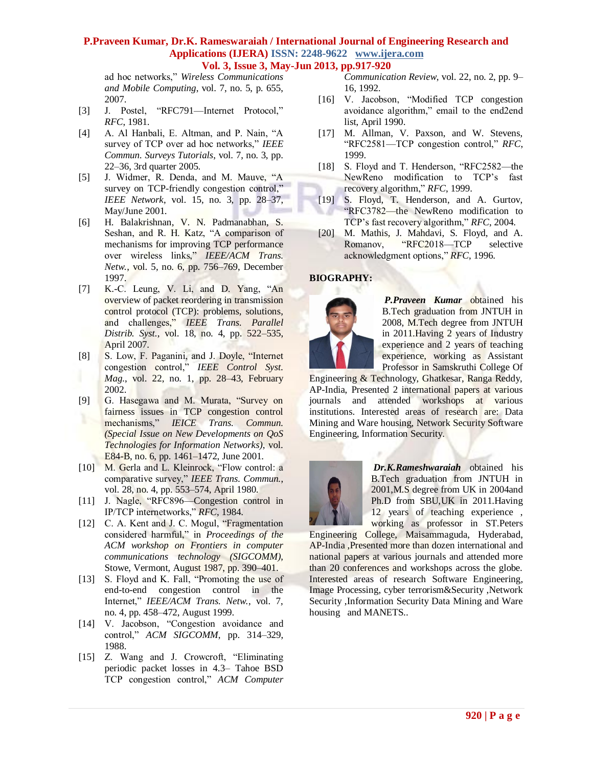ad hoc networks," *Wireless Communications and Mobile Computing*, vol. 7, no. 5, p. 655, 2007.

[3] J. Postel, "RFC791—Internet Protocol," *RFC*, 1981.

[4] A. Al Hanbali, E. Altman, and P. Nain, "A survey of TCP over ad hoc networks," *IEEE Commun. Surveys Tutorials*, vol. 7, no. 3, pp. 22–36, 3rd quarter 2005.

[5] J. Widmer, R. Denda, and M. Mauve, "A survey on TCP-friendly congestion control," *IEEE Network*, vol. 15, no. 3, pp. 28–37, May/June 2001.

[6] H. Balakrishnan, V. N. Padmanabhan, S. Seshan, and R. H. Katz, "A comparison of mechanisms for improving TCP performance over wireless links," *IEEE/ACM Trans. Netw.*, vol. 5, no. 6, pp. 756–769, December 1997.

[7] K.-C. Leung, V. Li, and D. Yang, "An overview of packet reordering in transmission control protocol (TCP): problems, solutions, and challenges," *IEEE Trans. Parallel Distrib. Syst.*, vol. 18, no. 4, pp. 522–535, April 2007.

[8] S. Low, F. Paganini, and J. Doyle, "Internet congestion control," *IEEE Control Syst. Mag.*, vol. 22, no. 1, pp. 28–43, February 2002.

[9] G. Hasegawa and M. Murata, "Survey on fairness issues in TCP congestion control mechanisms," *IEICE Trans. Commun. (Special Issue on New Developments on QoS Technologies for Information Networks)*, vol. E84-B, no. 6, pp. 1461–1472, June 2001.

[10] M. Gerla and L. Kleinrock, "Flow control: a comparative survey," *IEEE Trans. Commun.*, vol. 28, no. 4, pp. 553–574, April 1980.

[11] J. Nagle, "RFC896—Congestion control in IP/TCP internetworks," *RFC*, 1984.

[12] C. A. Kent and J. C. Mogul, "Fragmentation considered harmful," in *Proceedings of the ACM workshop on Frontiers in computer communications technology (SIGCOMM)*, Stowe, Vermont, August 1987, pp. 390–401.

[13] S. Floyd and K. Fall, "Promoting the use of end-to-end congestion control in the Internet," *IEEE/ACM Trans. Netw.*, vol. 7, no. 4, pp. 458–472, August 1999.

[14] V. Jacobson, "Congestion avoidance and control," *ACM SIGCOMM*, pp. 314–329, 1988.

[15] Z. Wang and J. Crowcroft, "Eliminating periodic packet losses in 4.3– Tahoe BSD TCP congestion control," *ACM Computer Communication Review*, vol. 22, no. 2, pp. 9–16, 1992.

[16] V. Jacobson, "Modified TCP congestion avoidance algorithm," email to the end2end list, April 1990.

[17] M. Allman, V. Paxson, and W. Stevens, "RFC2581—TCP congestion control," *RFC*, 1999.

[18] S. Floyd and T. Henderson, "RFC2582—the NewReno modification to TCP's fast recovery algorithm," *RFC*, 1999.

[19] S. Floyd, T. Henderson, and A. Gurtov, "RFC3782—the NewReno modification to TCP's fast recovery algorithm," *RFC*, 2004.

[20] M. Mathis, J. Mahdavi, S. Floyd, and A. Romanov, "RFC2018—TCP selective acknowledgment options," *RFC*, 1996.

**BIOGRAPHY:**

***P.Praveen Kumar*** obtained his B.Tech graduation from JNTUH in 2008, M.Tech degree from JNTUH in 2011.Having 2 years of Industry experience and 2 years of teaching experience, working as Assistant Professor in Samskruthi College Of Engineering & Technology, Ghatkesar, Ranga Reddy, AP-India, Presented 2 international papers at various journals and attended workshops at various institutions. Interested areas of research are: Data Mining and Ware housing, Network Security Software Engineering, Information Security.

***Dr.K.Rameshwaraiah*** obtained his B.Tech graduation from JNTUH in 2001,M.S degree from UK in 2004and Ph.D from SBU,UK in 2011.Having 12 years of teaching experience , working as professor in ST.Peters Engineering College, Maisammaguda, Hyderabad, AP-India ,Presented more than dozen international and national papers at various journals and attended more than 20 conferences and workshops across the globe. Interested areas of research Software Engineering, Image Processing, cyber terrorism&Security ,Network Security ,Information Security Data Mining and Ware housing and MANETS..